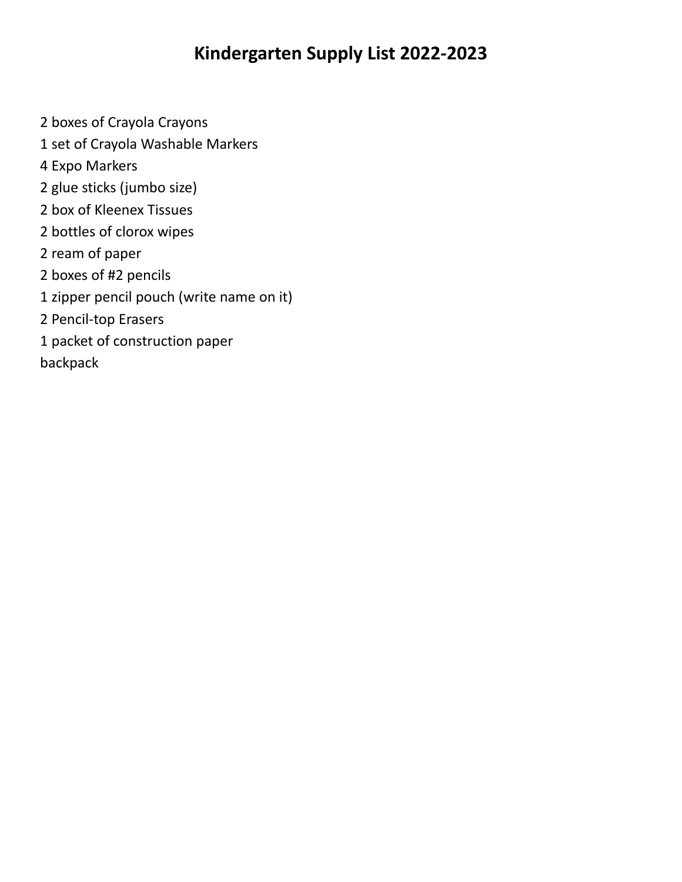# Kindergarten Supply List 2022-2023

2 boxes of Crayola Crayons
1 set of Crayola Washable Markers
4 Expo Markers
2 glue sticks (jumbo size)
2 box of Kleenex Tissues
2 bottles of clorox wipes
2 ream of paper
2 boxes of #2 pencils
1 zipper pencil pouch (write name on it)
2 Pencil-top Erasers
1 packet of construction paper
backpack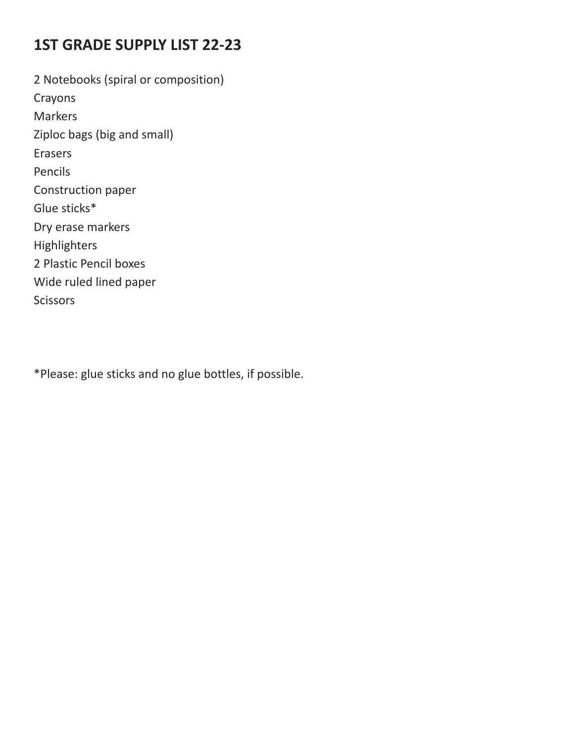# 1ST GRADE SUPPLY LIST 22-23

2 Notebooks (spiral or composition)
Crayons
Markers
Ziploc bags (big and small)
Erasers
Pencils
Construction paper
Glue sticks*
Dry erase markers
Highlighters
2 Plastic Pencil boxes
Wide ruled lined paper
Scissors

*Please: glue sticks and no glue bottles, if possible.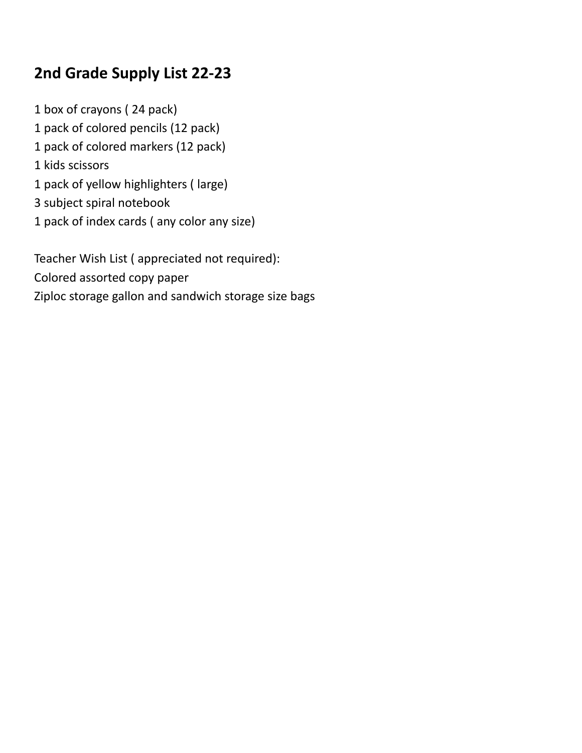## 2nd Grade Supply List 22-23

1 box of crayons ( 24 pack)
1 pack of colored pencils (12 pack)
1 pack of colored markers (12 pack)
1 kids scissors
1 pack of yellow highlighters ( large)
3 subject spiral notebook
1 pack of index cards ( any color any size)

Teacher Wish List ( appreciated not required):
Colored assorted copy paper
Ziploc storage gallon and sandwich storage size bags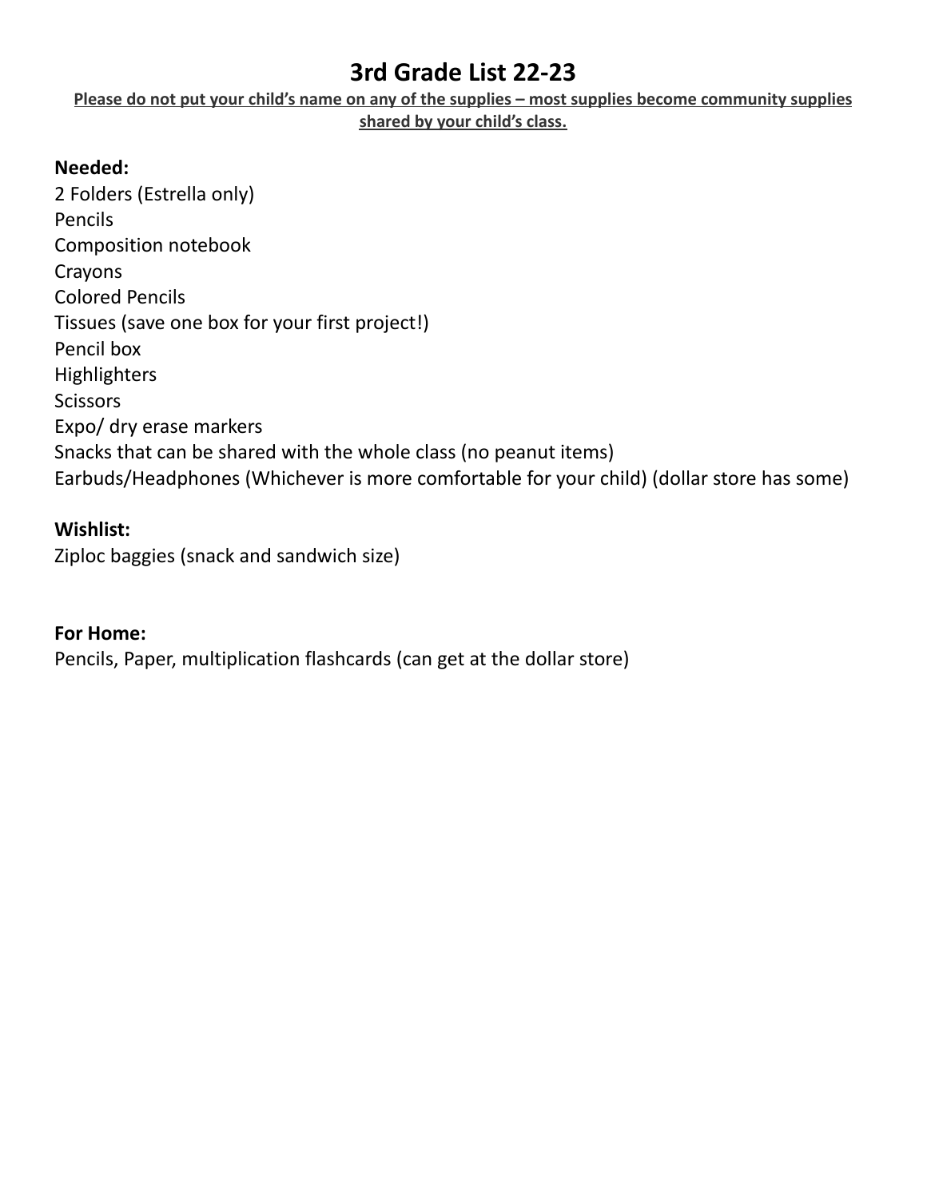# 3rd Grade List 22-23

**Please do not put your child's name on any of the supplies – most supplies become community supplies shared by your child's class.**

**Needed:**

2 Folders (Estrella only)
Pencils
Composition notebook
Crayons
Colored Pencils
Tissues (save one box for your first project!)
Pencil box
Highlighters
Scissors
Expo/ dry erase markers
Snacks that can be shared with the whole class (no peanut items)
Earbuds/Headphones (Whichever is more comfortable for your child) (dollar store has some)

**Wishlist:**

Ziploc baggies (snack and sandwich size)

**For Home:**

Pencils, Paper, multiplication flashcards (can get at the dollar store)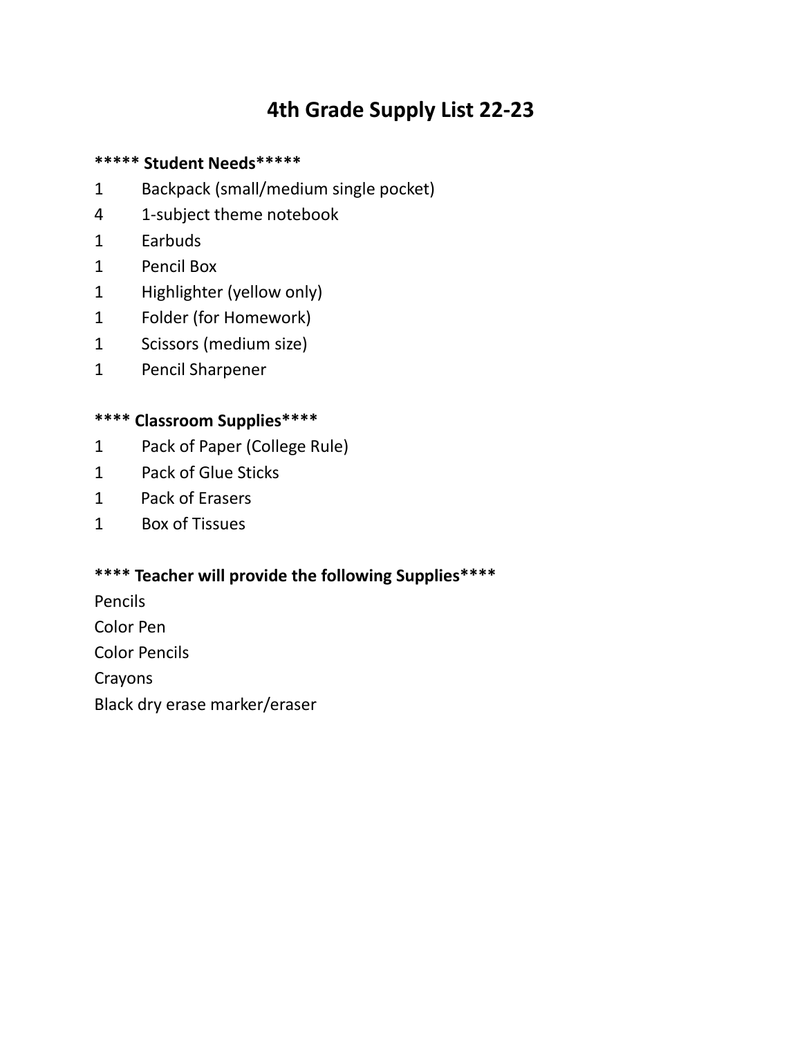# 4th Grade Supply List 22-23

**\*\*\*\*\* Student Needs\*\*\*\*\***

1 Backpack (small/medium single pocket)
4 1-subject theme notebook
1 Earbuds
1 Pencil Box
1 Highlighter (yellow only)
1 Folder (for Homework)
1 Scissors (medium size)
1 Pencil Sharpener

**\*\*\*\* Classroom Supplies\*\*\*\***

1 Pack of Paper (College Rule)
1 Pack of Glue Sticks
1 Pack of Erasers
1 Box of Tissues

**\*\*\*\* Teacher will provide the following Supplies\*\*\*\***

Pencils
Color Pen
Color Pencils
Crayons
Black dry erase marker/eraser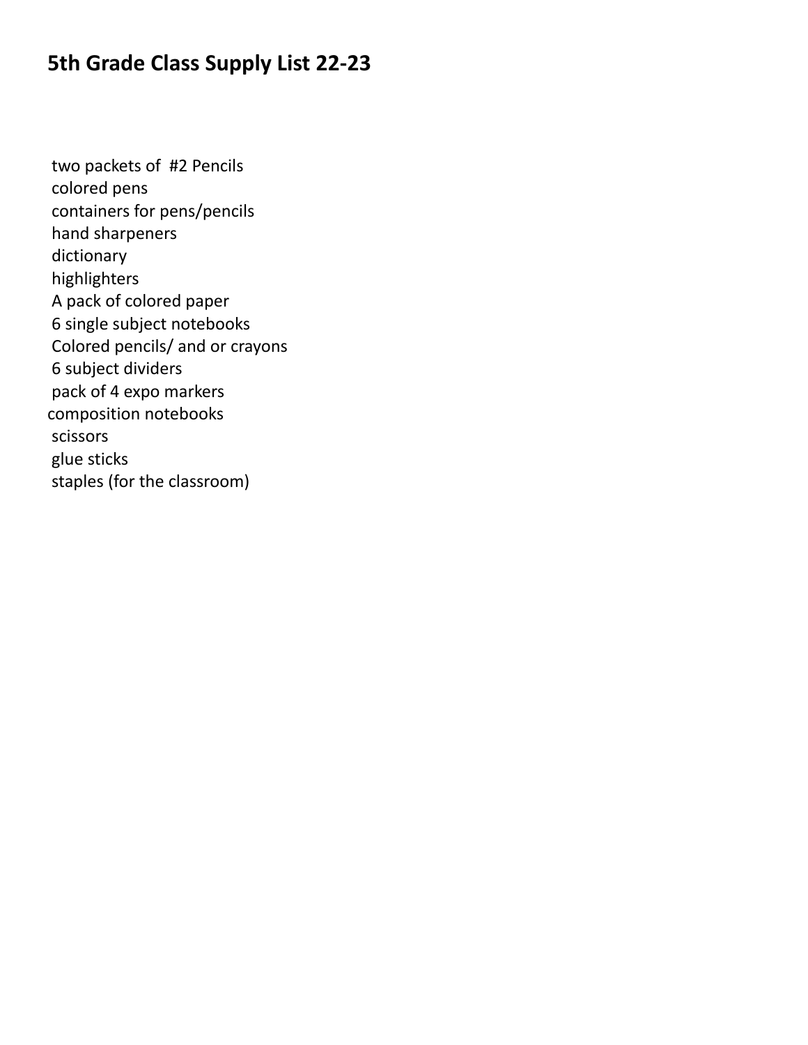# 5th Grade Class Supply List 22-23

two packets of #2 Pencils
colored pens
containers for pens/pencils
hand sharpeners
dictionary
highlighters
A pack of colored paper
6 single subject notebooks
Colored pencils/ and or crayons
6 subject dividers
pack of 4 expo markers
composition notebooks
scissors
glue sticks
staples (for the classroom)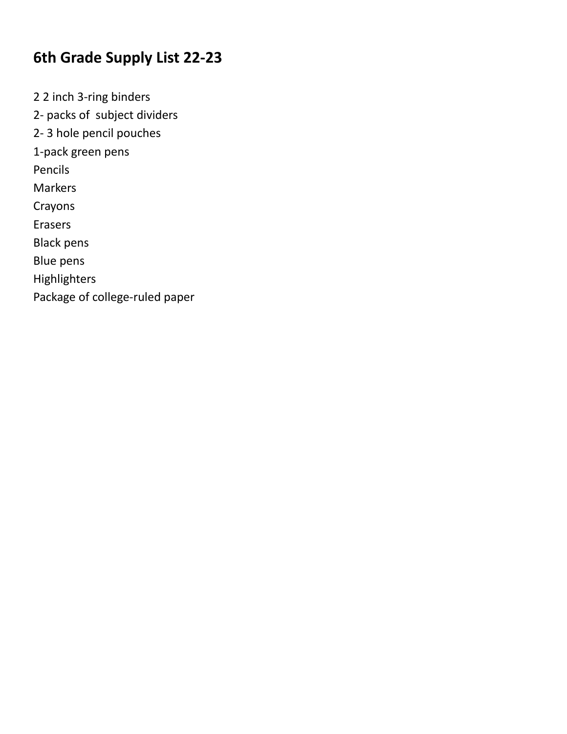# 6th Grade Supply List 22-23

2 2 inch 3-ring binders
2- packs of subject dividers
2- 3 hole pencil pouches
1-pack green pens
Pencils
Markers
Crayons
Erasers
Black pens
Blue pens
Highlighters
Package of college-ruled paper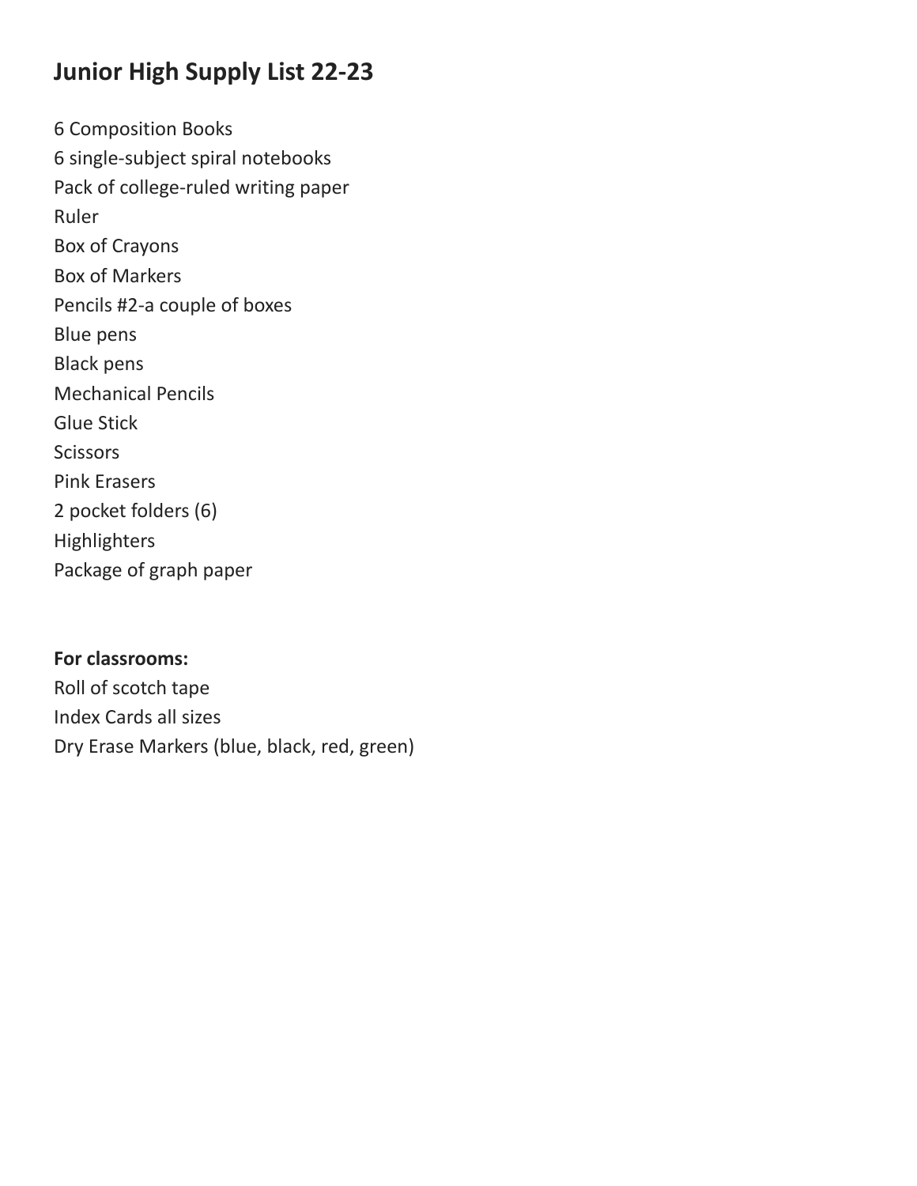## Junior High Supply List 22-23

6 Composition Books
6 single-subject spiral notebooks
Pack of college-ruled writing paper
Ruler
Box of Crayons
Box of Markers
Pencils #2-a couple of boxes
Blue pens
Black pens
Mechanical Pencils
Glue Stick
Scissors
Pink Erasers
2 pocket folders (6)
Highlighters
Package of graph paper

**For classrooms:**
Roll of scotch tape
Index Cards all sizes
Dry Erase Markers (blue, black, red, green)